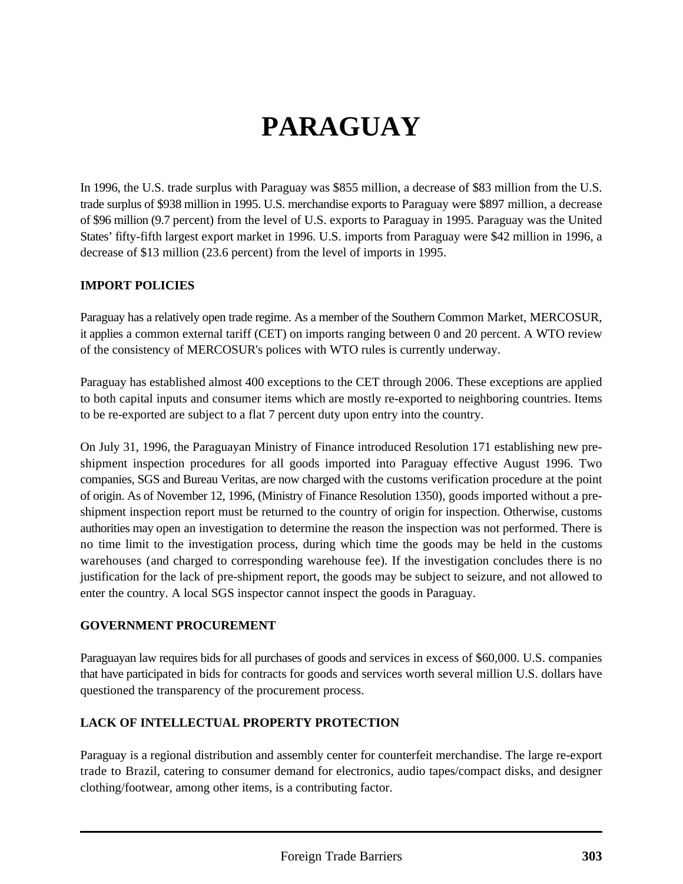# PARAGUAY

In 1996, the U.S. trade surplus with Paraguay was $855 million, a decrease of $83 million from the U.S. trade surplus of $938 million in 1995. U.S. merchandise exports to Paraguay were $897 million, a decrease of $96 million (9.7 percent) from the level of U.S. exports to Paraguay in 1995. Paraguay was the United States' fifty-fifth largest export market in 1996. U.S. imports from Paraguay were $42 million in 1996, a decrease of $13 million (23.6 percent) from the level of imports in 1995.

## IMPORT POLICIES

Paraguay has a relatively open trade regime. As a member of the Southern Common Market, MERCOSUR, it applies a common external tariff (CET) on imports ranging between 0 and 20 percent. A WTO review of the consistency of MERCOSUR's polices with WTO rules is currently underway.

Paraguay has established almost 400 exceptions to the CET through 2006. These exceptions are applied to both capital inputs and consumer items which are mostly re-exported to neighboring countries. Items to be re-exported are subject to a flat 7 percent duty upon entry into the country.

On July 31, 1996, the Paraguayan Ministry of Finance introduced Resolution 171 establishing new pre-shipment inspection procedures for all goods imported into Paraguay effective August 1996. Two companies, SGS and Bureau Veritas, are now charged with the customs verification procedure at the point of origin. As of November 12, 1996, (Ministry of Finance Resolution 1350), goods imported without a pre-shipment inspection report must be returned to the country of origin for inspection. Otherwise, customs authorities may open an investigation to determine the reason the inspection was not performed. There is no time limit to the investigation process, during which time the goods may be held in the customs warehouses (and charged to corresponding warehouse fee). If the investigation concludes there is no justification for the lack of pre-shipment report, the goods may be subject to seizure, and not allowed to enter the country. A local SGS inspector cannot inspect the goods in Paraguay.

## GOVERNMENT PROCUREMENT

Paraguayan law requires bids for all purchases of goods and services in excess of $60,000. U.S. companies that have participated in bids for contracts for goods and services worth several million U.S. dollars have questioned the transparency of the procurement process.

## LACK OF INTELLECTUAL PROPERTY PROTECTION

Paraguay is a regional distribution and assembly center for counterfeit merchandise. The large re-export trade to Brazil, catering to consumer demand for electronics, audio tapes/compact disks, and designer clothing/footwear, among other items, is a contributing factor.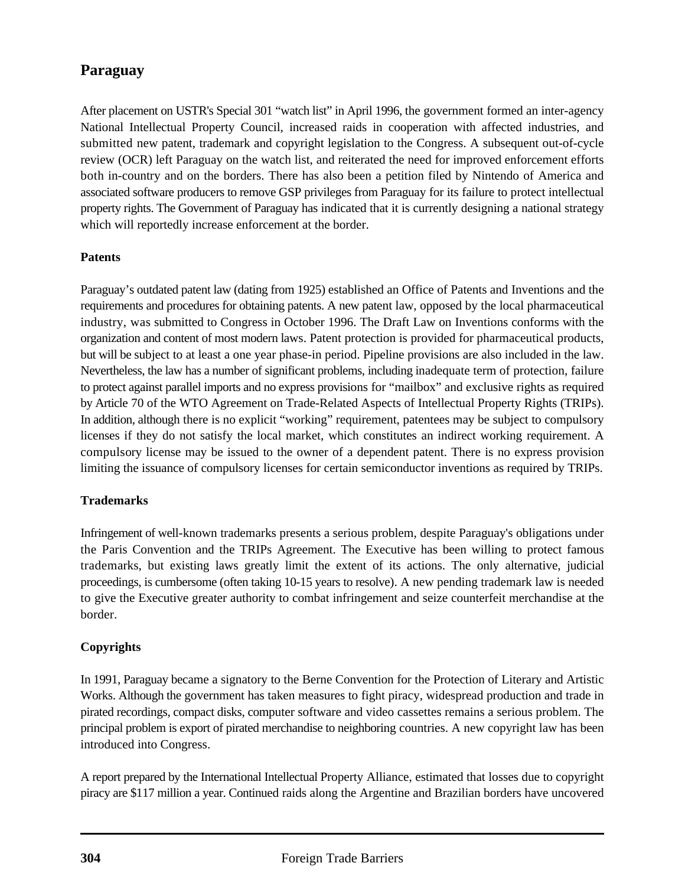## Paraguay

After placement on USTR's Special 301 "watch list" in April 1996, the government formed an inter-agency National Intellectual Property Council, increased raids in cooperation with affected industries, and submitted new patent, trademark and copyright legislation to the Congress. A subsequent out-of-cycle review (OCR) left Paraguay on the watch list, and reiterated the need for improved enforcement efforts both in-country and on the borders. There has also been a petition filed by Nintendo of America and associated software producers to remove GSP privileges from Paraguay for its failure to protect intellectual property rights. The Government of Paraguay has indicated that it is currently designing a national strategy which will reportedly increase enforcement at the border.

### Patents

Paraguay's outdated patent law (dating from 1925) established an Office of Patents and Inventions and the requirements and procedures for obtaining patents. A new patent law, opposed by the local pharmaceutical industry, was submitted to Congress in October 1996. The Draft Law on Inventions conforms with the organization and content of most modern laws. Patent protection is provided for pharmaceutical products, but will be subject to at least a one year phase-in period. Pipeline provisions are also included in the law. Nevertheless, the law has a number of significant problems, including inadequate term of protection, failure to protect against parallel imports and no express provisions for "mailbox" and exclusive rights as required by Article 70 of the WTO Agreement on Trade-Related Aspects of Intellectual Property Rights (TRIPs). In addition, although there is no explicit "working" requirement, patentees may be subject to compulsory licenses if they do not satisfy the local market, which constitutes an indirect working requirement. A compulsory license may be issued to the owner of a dependent patent. There is no express provision limiting the issuance of compulsory licenses for certain semiconductor inventions as required by TRIPs.

### Trademarks

Infringement of well-known trademarks presents a serious problem, despite Paraguay's obligations under the Paris Convention and the TRIPs Agreement. The Executive has been willing to protect famous trademarks, but existing laws greatly limit the extent of its actions. The only alternative, judicial proceedings, is cumbersome (often taking 10-15 years to resolve). A new pending trademark law is needed to give the Executive greater authority to combat infringement and seize counterfeit merchandise at the border.

### Copyrights

In 1991, Paraguay became a signatory to the Berne Convention for the Protection of Literary and Artistic Works. Although the government has taken measures to fight piracy, widespread production and trade in pirated recordings, compact disks, computer software and video cassettes remains a serious problem. The principal problem is export of pirated merchandise to neighboring countries. A new copyright law has been introduced into Congress.

A report prepared by the International Intellectual Property Alliance, estimated that losses due to copyright piracy are $117 million a year. Continued raids along the Argentine and Brazilian borders have uncovered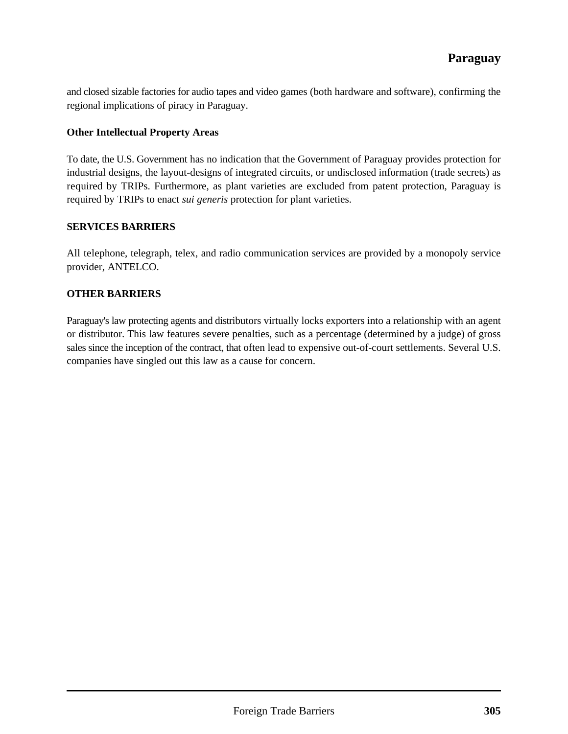and closed sizable factories for audio tapes and video games (both hardware and software), confirming the regional implications of piracy in Paraguay.

### Other Intellectual Property Areas

To date, the U.S. Government has no indication that the Government of Paraguay provides protection for industrial designs, the layout-designs of integrated circuits, or undisclosed information (trade secrets) as required by TRIPs. Furthermore, as plant varieties are excluded from patent protection, Paraguay is required by TRIPs to enact *sui generis* protection for plant varieties.

## SERVICES BARRIERS

All telephone, telegraph, telex, and radio communication services are provided by a monopoly service provider, ANTELCO.

## OTHER BARRIERS

Paraguay's law protecting agents and distributors virtually locks exporters into a relationship with an agent or distributor. This law features severe penalties, such as a percentage (determined by a judge) of gross sales since the inception of the contract, that often lead to expensive out-of-court settlements. Several U.S. companies have singled out this law as a cause for concern.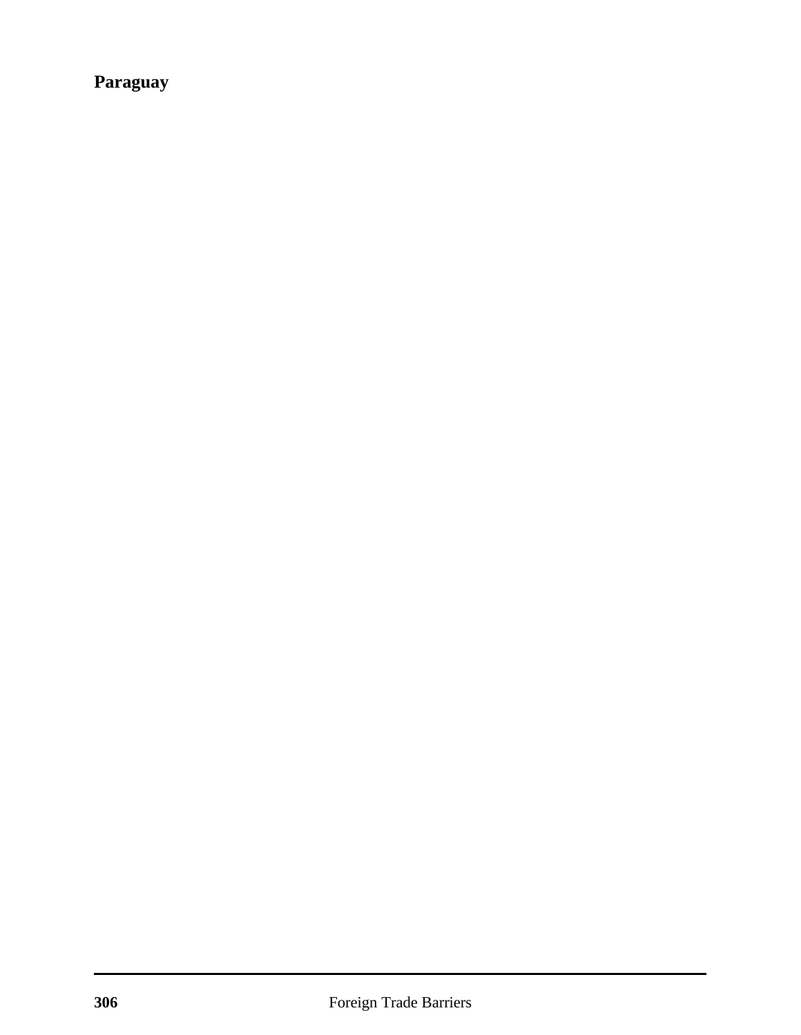**Paraguay**